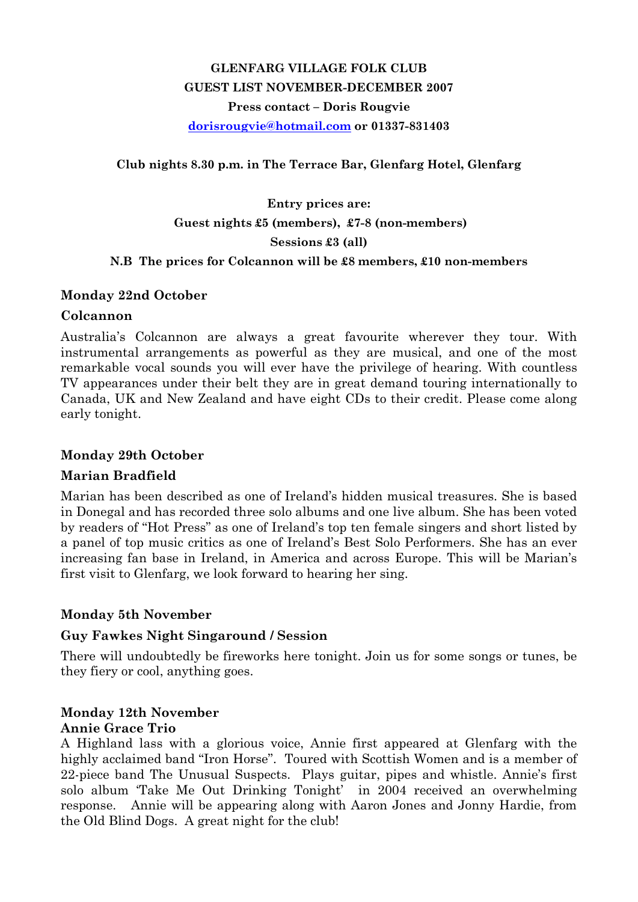**GLENFARG VILLAGE FOLK CLUB**

**GUEST LIST NOVEMBER-DECEMBER 2007**

**Press contact – Doris Rougvie**

**dorisrougvie@hotmail.com or 01337-831403**

**Club nights 8.30 p.m. in The Terrace Bar, Glenfarg Hotel, Glenfarg**

**Entry prices are:**

**Guest nights £5 (members), £7-8 (non-members)**

**Sessions £3 (all)**

**N.B The prices for Colcannon will be £8 members, £10 non-members**

### Monday 22nd October

### Colcannon

Australia's Colcannon are always a great favourite wherever they tour. With instrumental arrangements as powerful as they are musical, and one of the most remarkable vocal sounds you will ever have the privilege of hearing. With countless TV appearances under their belt they are in great demand touring internationally to Canada, UK and New Zealand and have eight CDs to their credit. Please come along early tonight.

### Monday 29th October

### Marian Bradfield

Marian has been described as one of Ireland's hidden musical treasures. She is based in Donegal and has recorded three solo albums and one live album. She has been voted by readers of "Hot Press" as one of Ireland's top ten female singers and short listed by a panel of top music critics as one of Ireland's Best Solo Performers. She has an ever increasing fan base in Ireland, in America and across Europe. This will be Marian's first visit to Glenfarg, we look forward to hearing her sing.

### Monday 5th November

### Guy Fawkes Night Singaround / Session

There will undoubtedly be fireworks here tonight. Join us for some songs or tunes, be they fiery or cool, anything goes.

### Monday 12th November

### Annie Grace Trio

A Highland lass with a glorious voice, Annie first appeared at Glenfarg with the highly acclaimed band "Iron Horse". Toured with Scottish Women and is a member of 22-piece band The Unusual Suspects. Plays guitar, pipes and whistle. Annie's first solo album 'Take Me Out Drinking Tonight' in 2004 received an overwhelming response. Annie will be appearing along with Aaron Jones and Jonny Hardie, from the Old Blind Dogs. A great night for the club!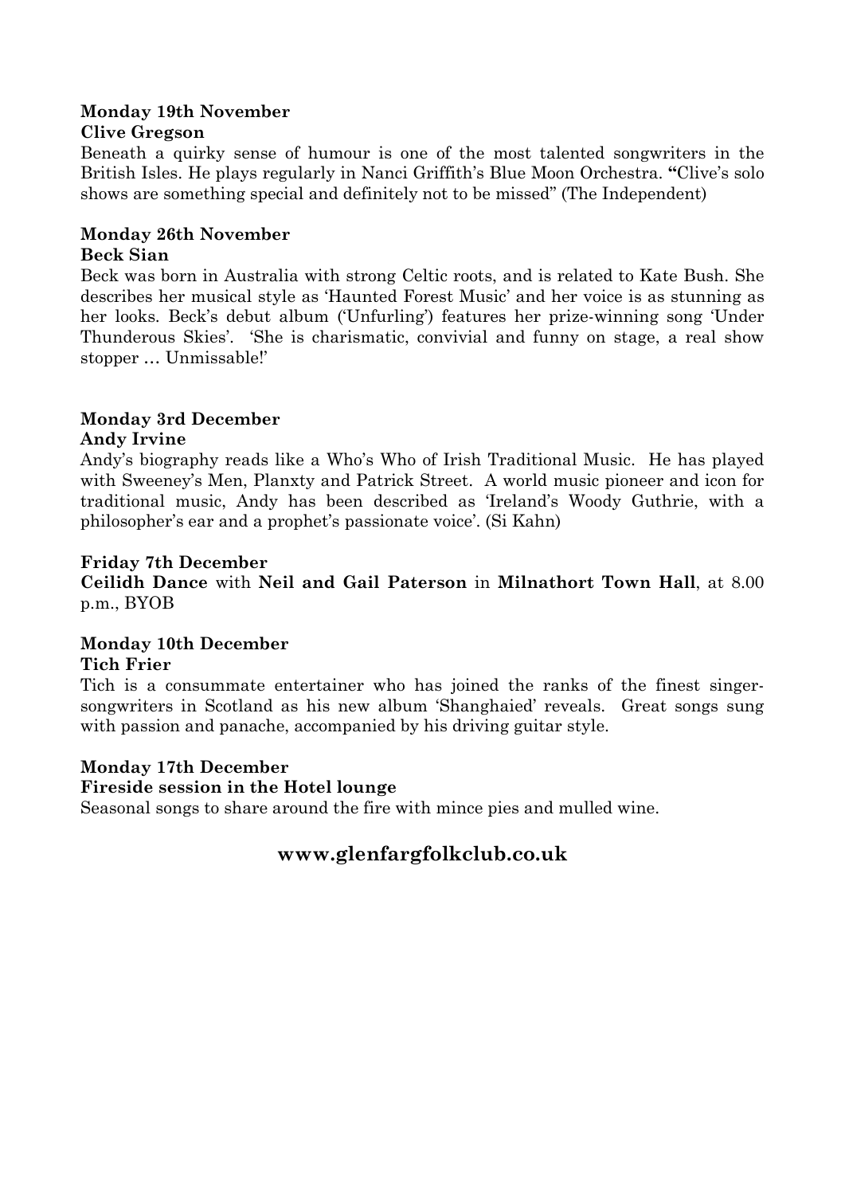**Monday 19th November**
**Clive Gregson**

Beneath a quirky sense of humour is one of the most talented songwriters in the British Isles. He plays regularly in Nanci Griffith's Blue Moon Orchestra. **"**Clive's solo shows are something special and definitely not to be missed" (The Independent)

**Monday 26th November**
**Beck Sian**

Beck was born in Australia with strong Celtic roots, and is related to Kate Bush. She describes her musical style as 'Haunted Forest Music' and her voice is as stunning as her looks. Beck's debut album ('Unfurling') features her prize-winning song 'Under Thunderous Skies'. 'She is charismatic, convivial and funny on stage, a real show stopper … Unmissable!'

**Monday 3rd December**
**Andy Irvine**

Andy's biography reads like a Who's Who of Irish Traditional Music. He has played with Sweeney's Men, Planxty and Patrick Street. A world music pioneer and icon for traditional music, Andy has been described as 'Ireland's Woody Guthrie, with a philosopher's ear and a prophet's passionate voice'. (Si Kahn)

**Friday 7th December**
**Ceilidh Dance** with **Neil and Gail Paterson** in **Milnathort Town Hall**, at 8.00 p.m., BYOB

**Monday 10th December**
**Tich Frier**

Tich is a consummate entertainer who has joined the ranks of the finest singer-songwriters in Scotland as his new album 'Shanghaied' reveals. Great songs sung with passion and panache, accompanied by his driving guitar style.

**Monday 17th December**
**Fireside session in the Hotel lounge**

Seasonal songs to share around the fire with mince pies and mulled wine.

**www.glenfargfolkclub.co.uk**